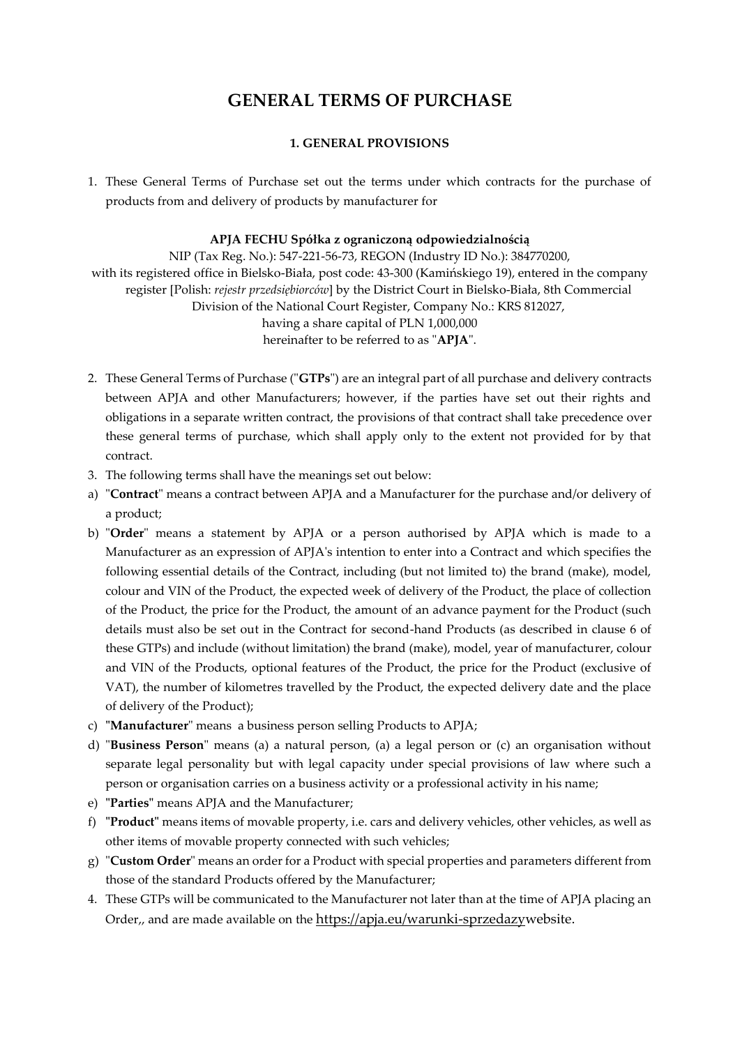# GENERAL TERMS OF PURCHASE

## 1. GENERAL PROVISIONS

1. These General Terms of Purchase set out the terms under which contracts for the purchase of products from and delivery of products by manufacturer for

**APJA FECHU Spółka z ograniczoną odpowiedzialnością**
NIP (Tax Reg. No.): 547-221-56-73, REGON (Industry ID No.): 384770200,
with its registered office in Bielsko-Biała, post code: 43-300 (Kamińskiego 19), entered in the company register [Polish: *rejestr przedsiębiorców*] by the District Court in Bielsko-Biała, 8th Commercial Division of the National Court Register, Company No.: KRS 812027,
having a share capital of PLN 1,000,000
hereinafter to be referred to as "**APJA**".

2. These General Terms of Purchase ("**GTPs**") are an integral part of all purchase and delivery contracts between APJA and other Manufacturers; however, if the parties have set out their rights and obligations in a separate written contract, the provisions of that contract shall take precedence over these general terms of purchase, which shall apply only to the extent not provided for by that contract.
3. The following terms shall have the meanings set out below:

a) "**Contract**" means a contract between APJA and a Manufacturer for the purchase and/or delivery of a product;
b) "**Order**" means a statement by APJA or a person authorised by APJA which is made to a Manufacturer as an expression of APJA's intention to enter into a Contract and which specifies the following essential details of the Contract, including (but not limited to) the brand (make), model, colour and VIN of the Product, the expected week of delivery of the Product, the place of collection of the Product, the price for the Product, the amount of an advance payment for the Product (such details must also be set out in the Contract for second-hand Products (as described in clause 6 of these GTPs) and include (without limitation) the brand (make), model, year of manufacturer, colour and VIN of the Products, optional features of the Product, the price for the Product (exclusive of VAT), the number of kilometres travelled by the Product, the expected delivery date and the place of delivery of the Product);
c) "**Manufacturer**" means a business person selling Products to APJA;
d) "**Business Person**" means (a) a natural person, (a) a legal person or (c) an organisation without separate legal personality but with legal capacity under special provisions of law where such a person or organisation carries on a business activity or a professional activity in his name;
e) "**Parties**" means APJA and the Manufacturer;
f) "**Product**" means items of movable property, i.e. cars and delivery vehicles, other vehicles, as well as other items of movable property connected with such vehicles;
g) "**Custom Order**" means an order for a Product with special properties and parameters different from those of the standard Products offered by the Manufacturer;

4. These GTPs will be communicated to the Manufacturer not later than at the time of APJA placing an Order,, and are made available on the https://apja.eu/warunki-sprzedazywebsite.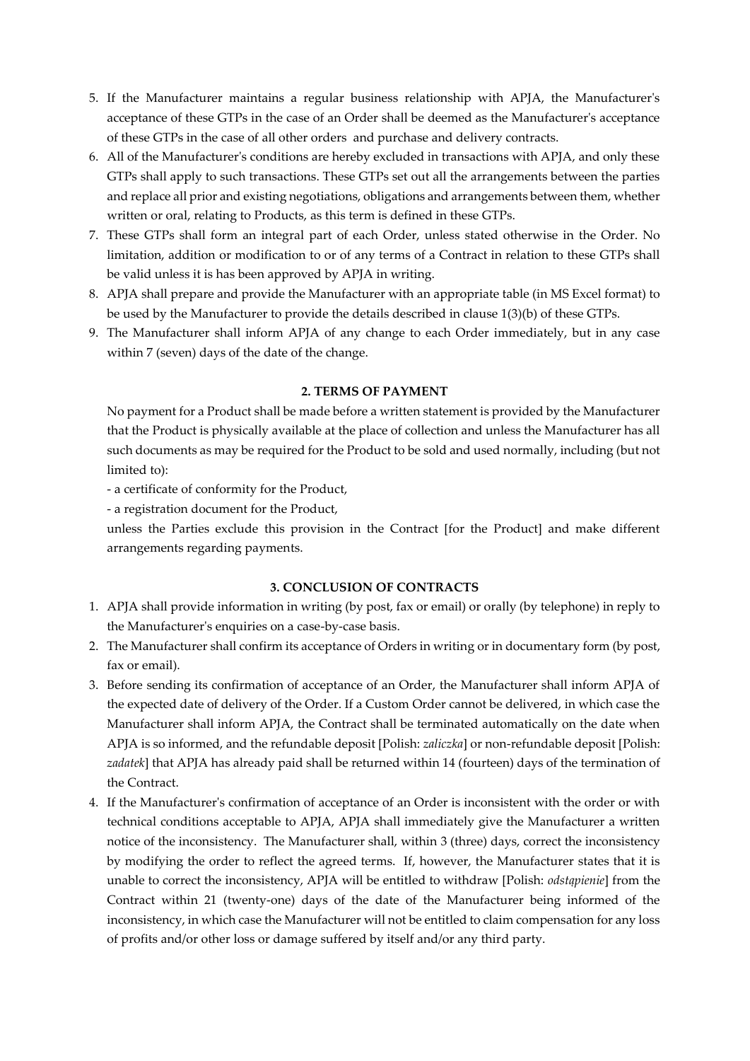5. If the Manufacturer maintains a regular business relationship with APJA, the Manufacturer's acceptance of these GTPs in the case of an Order shall be deemed as the Manufacturer's acceptance of these GTPs in the case of all other orders and purchase and delivery contracts.
6. All of the Manufacturer's conditions are hereby excluded in transactions with APJA, and only these GTPs shall apply to such transactions. These GTPs set out all the arrangements between the parties and replace all prior and existing negotiations, obligations and arrangements between them, whether written or oral, relating to Products, as this term is defined in these GTPs.
7. These GTPs shall form an integral part of each Order, unless stated otherwise in the Order. No limitation, addition or modification to or of any terms of a Contract in relation to these GTPs shall be valid unless it is has been approved by APJA in writing.
8. APJA shall prepare and provide the Manufacturer with an appropriate table (in MS Excel format) to be used by the Manufacturer to provide the details described in clause 1(3)(b) of these GTPs.
9. The Manufacturer shall inform APJA of any change to each Order immediately, but in any case within 7 (seven) days of the date of the change.

**2. TERMS OF PAYMENT**

No payment for a Product shall be made before a written statement is provided by the Manufacturer that the Product is physically available at the place of collection and unless the Manufacturer has all such documents as may be required for the Product to be sold and used normally, including (but not limited to):

- a certificate of conformity for the Product,
- a registration document for the Product,

unless the Parties exclude this provision in the Contract [for the Product] and make different arrangements regarding payments.

**3. CONCLUSION OF CONTRACTS**

1. APJA shall provide information in writing (by post, fax or email) or orally (by telephone) in reply to the Manufacturer's enquiries on a case-by-case basis.
2. The Manufacturer shall confirm its acceptance of Orders in writing or in documentary form (by post, fax or email).
3. Before sending its confirmation of acceptance of an Order, the Manufacturer shall inform APJA of the expected date of delivery of the Order. If a Custom Order cannot be delivered, in which case the Manufacturer shall inform APJA, the Contract shall be terminated automatically on the date when APJA is so informed, and the refundable deposit [Polish: *zaliczka*] or non-refundable deposit [Polish: *zadatek*] that APJA has already paid shall be returned within 14 (fourteen) days of the termination of the Contract.
4. If the Manufacturer's confirmation of acceptance of an Order is inconsistent with the order or with technical conditions acceptable to APJA, APJA shall immediately give the Manufacturer a written notice of the inconsistency. The Manufacturer shall, within 3 (three) days, correct the inconsistency by modifying the order to reflect the agreed terms. If, however, the Manufacturer states that it is unable to correct the inconsistency, APJA will be entitled to withdraw [Polish: *odstąpienie*] from the Contract within 21 (twenty-one) days of the date of the Manufacturer being informed of the inconsistency, in which case the Manufacturer will not be entitled to claim compensation for any loss of profits and/or other loss or damage suffered by itself and/or any third party.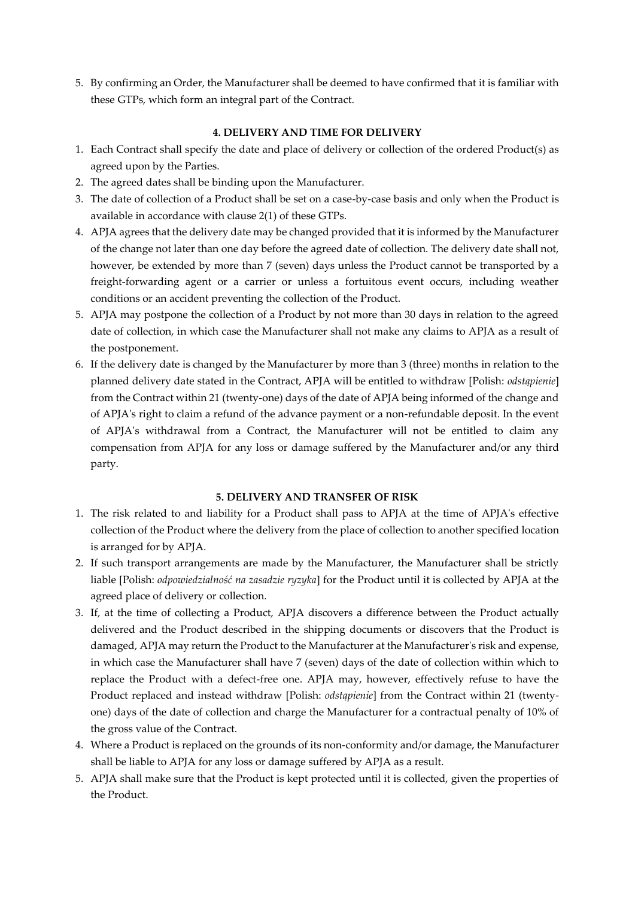5. By confirming an Order, the Manufacturer shall be deemed to have confirmed that it is familiar with these GTPs, which form an integral part of the Contract.

**4. DELIVERY AND TIME FOR DELIVERY**

1. Each Contract shall specify the date and place of delivery or collection of the ordered Product(s) as agreed upon by the Parties.
2. The agreed dates shall be binding upon the Manufacturer.
3. The date of collection of a Product shall be set on a case-by-case basis and only when the Product is available in accordance with clause 2(1) of these GTPs.
4. APJA agrees that the delivery date may be changed provided that it is informed by the Manufacturer of the change not later than one day before the agreed date of collection. The delivery date shall not, however, be extended by more than 7 (seven) days unless the Product cannot be transported by a freight-forwarding agent or a carrier or unless a fortuitous event occurs, including weather conditions or an accident preventing the collection of the Product.
5. APJA may postpone the collection of a Product by not more than 30 days in relation to the agreed date of collection, in which case the Manufacturer shall not make any claims to APJA as a result of the postponement.
6. If the delivery date is changed by the Manufacturer by more than 3 (three) months in relation to the planned delivery date stated in the Contract, APJA will be entitled to withdraw [Polish: *odstąpienie*] from the Contract within 21 (twenty-one) days of the date of APJA being informed of the change and of APJA's right to claim a refund of the advance payment or a non-refundable deposit. In the event of APJA's withdrawal from a Contract, the Manufacturer will not be entitled to claim any compensation from APJA for any loss or damage suffered by the Manufacturer and/or any third party.

**5. DELIVERY AND TRANSFER OF RISK**

1. The risk related to and liability for a Product shall pass to APJA at the time of APJA's effective collection of the Product where the delivery from the place of collection to another specified location is arranged for by APJA.
2. If such transport arrangements are made by the Manufacturer, the Manufacturer shall be strictly liable [Polish: *odpowiedzialność na zasadzie ryzyka*] for the Product until it is collected by APJA at the agreed place of delivery or collection.
3. If, at the time of collecting a Product, APJA discovers a difference between the Product actually delivered and the Product described in the shipping documents or discovers that the Product is damaged, APJA may return the Product to the Manufacturer at the Manufacturer's risk and expense, in which case the Manufacturer shall have 7 (seven) days of the date of collection within which to replace the Product with a defect-free one. APJA may, however, effectively refuse to have the Product replaced and instead withdraw [Polish: *odstąpienie*] from the Contract within 21 (twenty-one) days of the date of collection and charge the Manufacturer for a contractual penalty of 10% of the gross value of the Contract.
4. Where a Product is replaced on the grounds of its non-conformity and/or damage, the Manufacturer shall be liable to APJA for any loss or damage suffered by APJA as a result.
5. APJA shall make sure that the Product is kept protected until it is collected, given the properties of the Product.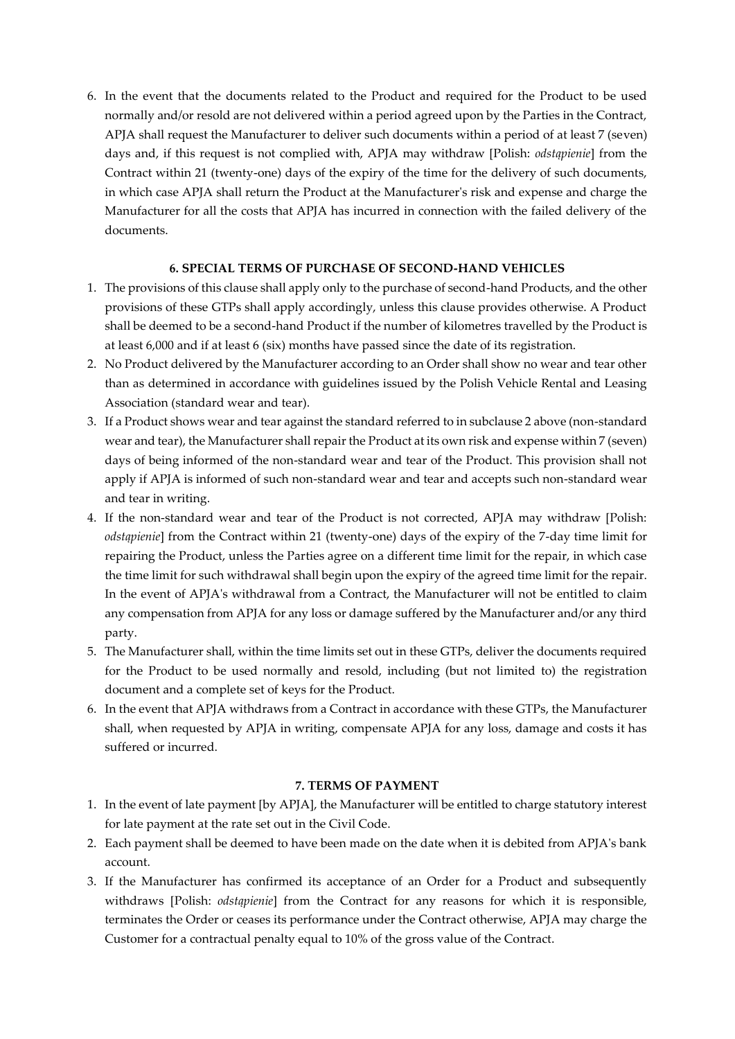6. In the event that the documents related to the Product and required for the Product to be used normally and/or resold are not delivered within a period agreed upon by the Parties in the Contract, APJA shall request the Manufacturer to deliver such documents within a period of at least 7 (seven) days and, if this request is not complied with, APJA may withdraw [Polish: *odstąpienie*] from the Contract within 21 (twenty-one) days of the expiry of the time for the delivery of such documents, in which case APJA shall return the Product at the Manufacturer's risk and expense and charge the Manufacturer for all the costs that APJA has incurred in connection with the failed delivery of the documents.

### 6. SPECIAL TERMS OF PURCHASE OF SECOND-HAND VEHICLES

1. The provisions of this clause shall apply only to the purchase of second-hand Products, and the other provisions of these GTPs shall apply accordingly, unless this clause provides otherwise. A Product shall be deemed to be a second-hand Product if the number of kilometres travelled by the Product is at least 6,000 and if at least 6 (six) months have passed since the date of its registration.
2. No Product delivered by the Manufacturer according to an Order shall show no wear and tear other than as determined in accordance with guidelines issued by the Polish Vehicle Rental and Leasing Association (standard wear and tear).
3. If a Product shows wear and tear against the standard referred to in subclause 2 above (non-standard wear and tear), the Manufacturer shall repair the Product at its own risk and expense within 7 (seven) days of being informed of the non-standard wear and tear of the Product. This provision shall not apply if APJA is informed of such non-standard wear and tear and accepts such non-standard wear and tear in writing.
4. If the non-standard wear and tear of the Product is not corrected, APJA may withdraw [Polish: *odstąpienie*] from the Contract within 21 (twenty-one) days of the expiry of the 7-day time limit for repairing the Product, unless the Parties agree on a different time limit for the repair, in which case the time limit for such withdrawal shall begin upon the expiry of the agreed time limit for the repair. In the event of APJA's withdrawal from a Contract, the Manufacturer will not be entitled to claim any compensation from APJA for any loss or damage suffered by the Manufacturer and/or any third party.
5. The Manufacturer shall, within the time limits set out in these GTPs, deliver the documents required for the Product to be used normally and resold, including (but not limited to) the registration document and a complete set of keys for the Product.
6. In the event that APJA withdraws from a Contract in accordance with these GTPs, the Manufacturer shall, when requested by APJA in writing, compensate APJA for any loss, damage and costs it has suffered or incurred.

### 7. TERMS OF PAYMENT

1. In the event of late payment [by APJA], the Manufacturer will be entitled to charge statutory interest for late payment at the rate set out in the Civil Code.
2. Each payment shall be deemed to have been made on the date when it is debited from APJA's bank account.
3. If the Manufacturer has confirmed its acceptance of an Order for a Product and subsequently withdraws [Polish: *odstąpienie*] from the Contract for any reasons for which it is responsible, terminates the Order or ceases its performance under the Contract otherwise, APJA may charge the Customer for a contractual penalty equal to 10% of the gross value of the Contract.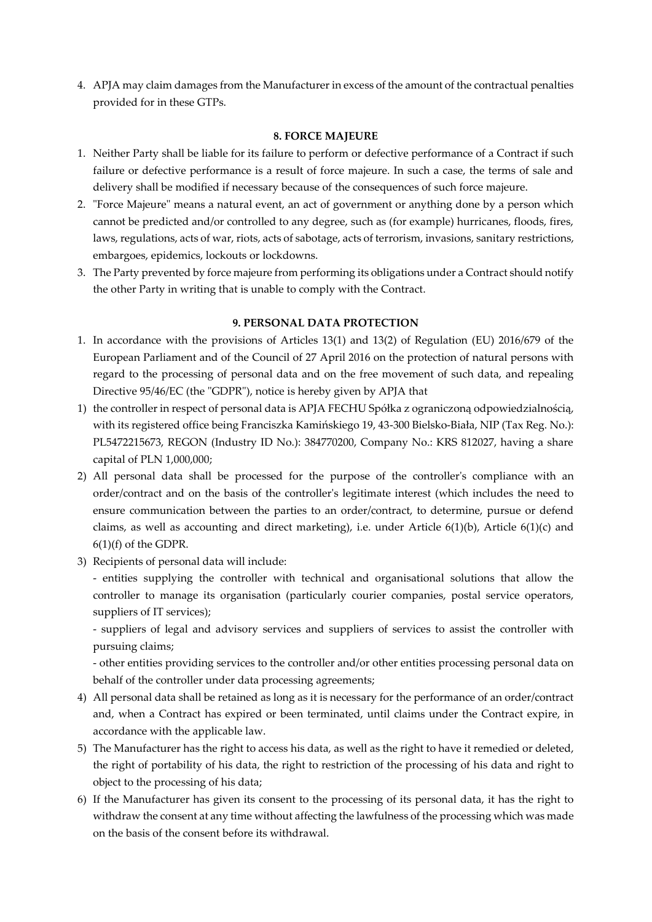4. APJA may claim damages from the Manufacturer in excess of the amount of the contractual penalties provided for in these GTPs.

### 8. FORCE MAJEURE

1. Neither Party shall be liable for its failure to perform or defective performance of a Contract if such failure or defective performance is a result of force majeure. In such a case, the terms of sale and delivery shall be modified if necessary because of the consequences of such force majeure.
2. "Force Majeure" means a natural event, an act of government or anything done by a person which cannot be predicted and/or controlled to any degree, such as (for example) hurricanes, floods, fires, laws, regulations, acts of war, riots, acts of sabotage, acts of terrorism, invasions, sanitary restrictions, embargoes, epidemics, lockouts or lockdowns.
3. The Party prevented by force majeure from performing its obligations under a Contract should notify the other Party in writing that is unable to comply with the Contract.

### 9. PERSONAL DATA PROTECTION

1. In accordance with the provisions of Articles 13(1) and 13(2) of Regulation (EU) 2016/679 of the European Parliament and of the Council of 27 April 2016 on the protection of natural persons with regard to the processing of personal data and on the free movement of such data, and repealing Directive 95/46/EC (the "GDPR"), notice is hereby given by APJA that

1) the controller in respect of personal data is APJA FECHU Spółka z ograniczoną odpowiedzialnością, with its registered office being Franciszka Kamińskiego 19, 43-300 Bielsko-Biała, NIP (Tax Reg. No.): PL5472215673, REGON (Industry ID No.): 384770200, Company No.: KRS 812027, having a share capital of PLN 1,000,000;
2) All personal data shall be processed for the purpose of the controller's compliance with an order/contract and on the basis of the controller's legitimate interest (which includes the need to ensure communication between the parties to an order/contract, to determine, pursue or defend claims, as well as accounting and direct marketing), i.e. under Article 6(1)(b), Article 6(1)(c) and 6(1)(f) of the GDPR.
3) Recipients of personal data will include:
   - entities supplying the controller with technical and organisational solutions that allow the controller to manage its organisation (particularly courier companies, postal service operators, suppliers of IT services);
   - suppliers of legal and advisory services and suppliers of services to assist the controller with pursuing claims;
   - other entities providing services to the controller and/or other entities processing personal data on behalf of the controller under data processing agreements;
4) All personal data shall be retained as long as it is necessary for the performance of an order/contract and, when a Contract has expired or been terminated, until claims under the Contract expire, in accordance with the applicable law.
5) The Manufacturer has the right to access his data, as well as the right to have it remedied or deleted, the right of portability of his data, the right to restriction of the processing of his data and right to object to the processing of his data;
6) If the Manufacturer has given its consent to the processing of its personal data, it has the right to withdraw the consent at any time without affecting the lawfulness of the processing which was made on the basis of the consent before its withdrawal.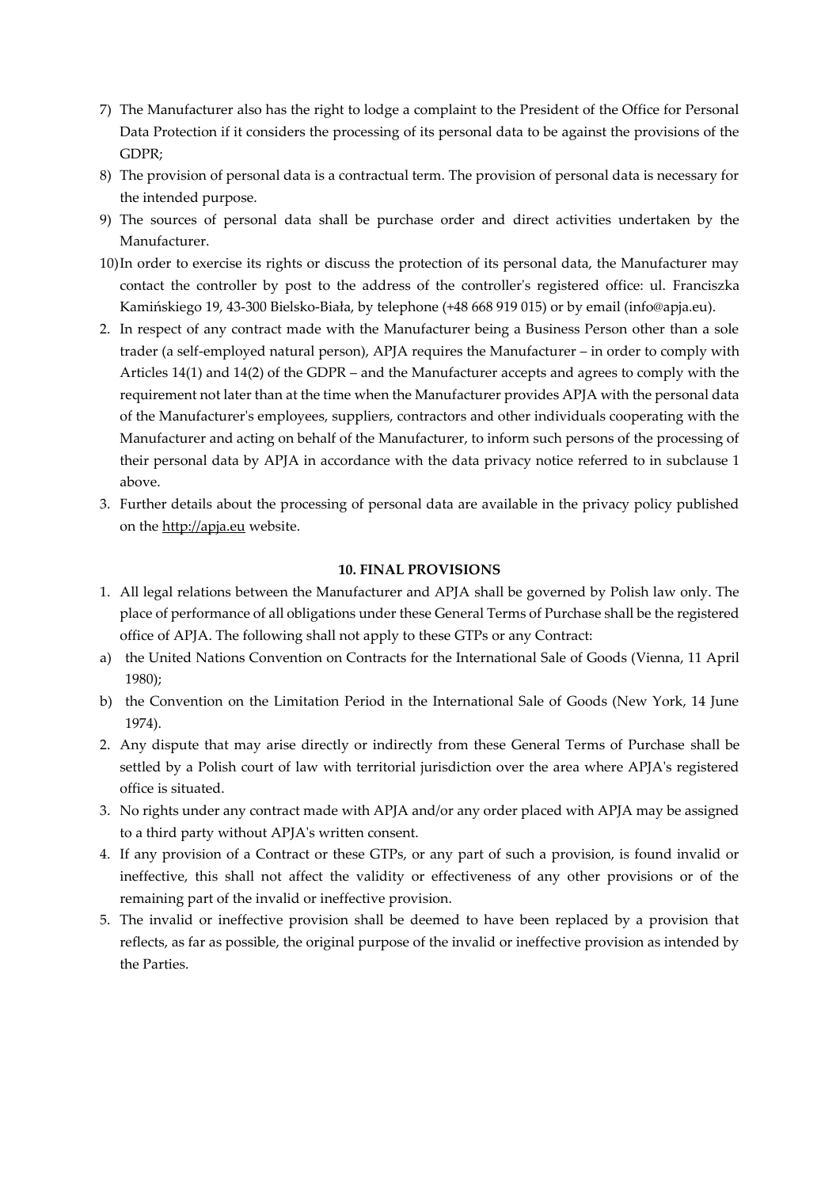7) The Manufacturer also has the right to lodge a complaint to the President of the Office for Personal Data Protection if it considers the processing of its personal data to be against the provisions of the GDPR;
8) The provision of personal data is a contractual term. The provision of personal data is necessary for the intended purpose.
9) The sources of personal data shall be purchase order and direct activities undertaken by the Manufacturer.
10) In order to exercise its rights or discuss the protection of its personal data, the Manufacturer may contact the controller by post to the address of the controller's registered office: ul. Franciszka Kamińskiego 19, 43-300 Bielsko-Biała, by telephone (+48 668 919 015) or by email (info@apja.eu).

2. In respect of any contract made with the Manufacturer being a Business Person other than a sole trader (a self-employed natural person), APJA requires the Manufacturer – in order to comply with Articles 14(1) and 14(2) of the GDPR – and the Manufacturer accepts and agrees to comply with the requirement not later than at the time when the Manufacturer provides APJA with the personal data of the Manufacturer's employees, suppliers, contractors and other individuals cooperating with the Manufacturer and acting on behalf of the Manufacturer, to inform such persons of the processing of their personal data by APJA in accordance with the data privacy notice referred to in subclause 1 above.
3. Further details about the processing of personal data are available in the privacy policy published on the http://apja.eu website.

**10. FINAL PROVISIONS**

1. All legal relations between the Manufacturer and APJA shall be governed by Polish law only. The place of performance of all obligations under these General Terms of Purchase shall be the registered office of APJA. The following shall not apply to these GTPs or any Contract:

a) the United Nations Convention on Contracts for the International Sale of Goods (Vienna, 11 April 1980);
b) the Convention on the Limitation Period in the International Sale of Goods (New York, 14 June 1974).

2. Any dispute that may arise directly or indirectly from these General Terms of Purchase shall be settled by a Polish court of law with territorial jurisdiction over the area where APJA's registered office is situated.
3. No rights under any contract made with APJA and/or any order placed with APJA may be assigned to a third party without APJA's written consent.
4. If any provision of a Contract or these GTPs, or any part of such a provision, is found invalid or ineffective, this shall not affect the validity or effectiveness of any other provisions or of the remaining part of the invalid or ineffective provision.
5. The invalid or ineffective provision shall be deemed to have been replaced by a provision that reflects, as far as possible, the original purpose of the invalid or ineffective provision as intended by the Parties.